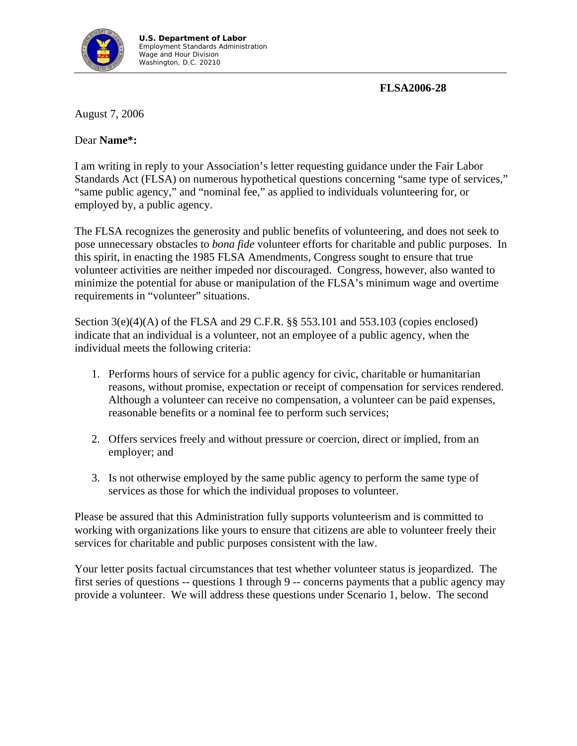**U.S. Department of Labor**
Employment Standards Administration
Wage and Hour Division
Washington, D.C. 20210

**FLSA2006-28**

August 7, 2006

Dear **Name*:**

I am writing in reply to your Association's letter requesting guidance under the Fair Labor Standards Act (FLSA) on numerous hypothetical questions concerning "same type of services," "same public agency," and "nominal fee," as applied to individuals volunteering for, or employed by, a public agency.

The FLSA recognizes the generosity and public benefits of volunteering, and does not seek to pose unnecessary obstacles to *bona fide* volunteer efforts for charitable and public purposes. In this spirit, in enacting the 1985 FLSA Amendments, Congress sought to ensure that true volunteer activities are neither impeded nor discouraged. Congress, however, also wanted to minimize the potential for abuse or manipulation of the FLSA's minimum wage and overtime requirements in "volunteer" situations.

Section 3(e)(4)(A) of the FLSA and 29 C.F.R. §§ 553.101 and 553.103 (copies enclosed) indicate that an individual is a volunteer, not an employee of a public agency, when the individual meets the following criteria:

1. Performs hours of service for a public agency for civic, charitable or humanitarian reasons, without promise, expectation or receipt of compensation for services rendered. Although a volunteer can receive no compensation, a volunteer can be paid expenses, reasonable benefits or a nominal fee to perform such services;

2. Offers services freely and without pressure or coercion, direct or implied, from an employer; and

3. Is not otherwise employed by the same public agency to perform the same type of services as those for which the individual proposes to volunteer.

Please be assured that this Administration fully supports volunteerism and is committed to working with organizations like yours to ensure that citizens are able to volunteer freely their services for charitable and public purposes consistent with the law.

Your letter posits factual circumstances that test whether volunteer status is jeopardized. The first series of questions -- questions 1 through 9 -- concerns payments that a public agency may provide a volunteer. We will address these questions under Scenario 1, below. The second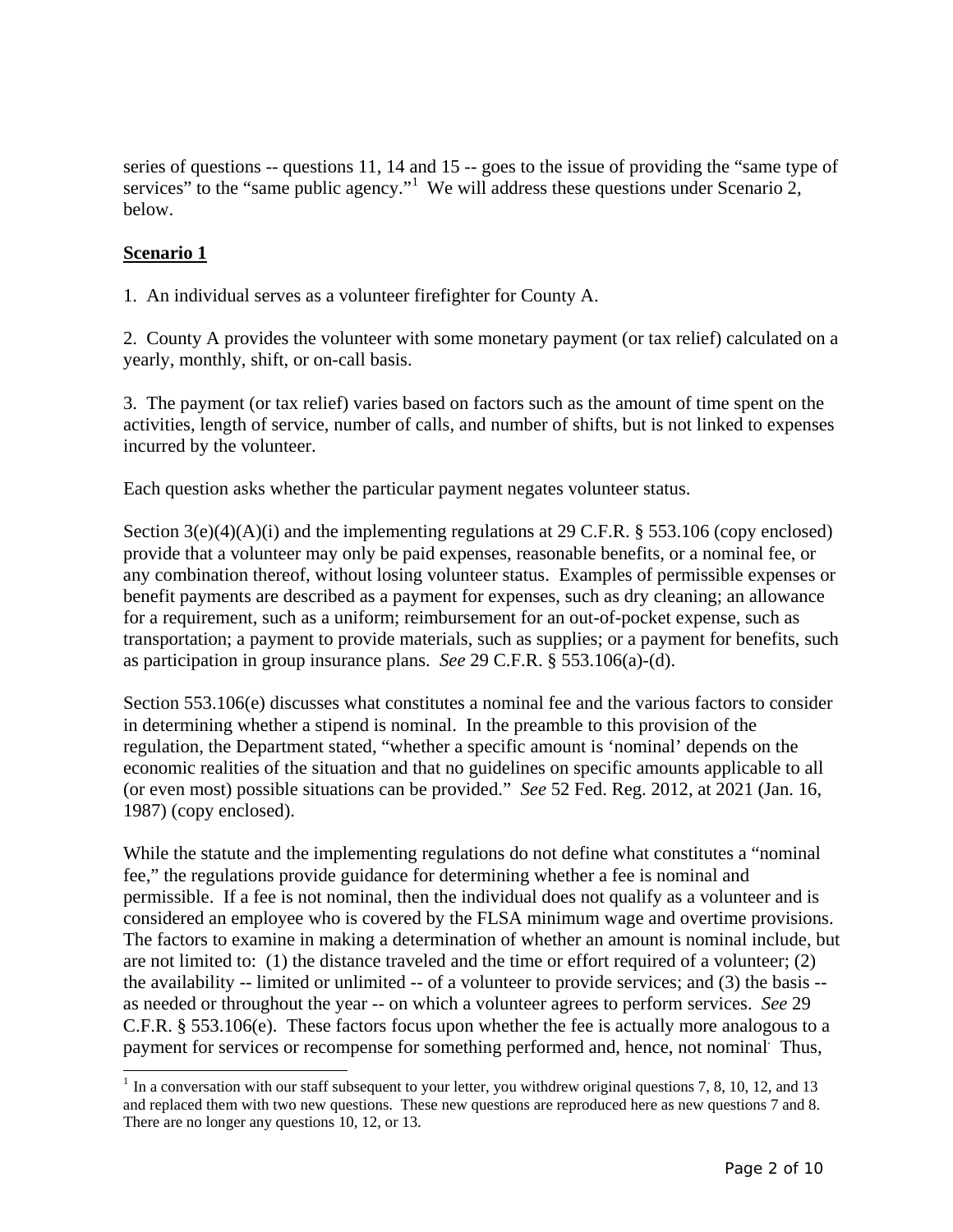series of questions -- questions 11, 14 and 15 -- goes to the issue of providing the "same type of services" to the "same public agency."[1] We will address these questions under Scenario 2, below.

**Scenario 1**

1. An individual serves as a volunteer firefighter for County A.

2. County A provides the volunteer with some monetary payment (or tax relief) calculated on a yearly, monthly, shift, or on-call basis.

3. The payment (or tax relief) varies based on factors such as the amount of time spent on the activities, length of service, number of calls, and number of shifts, but is not linked to expenses incurred by the volunteer.

Each question asks whether the particular payment negates volunteer status.

Section 3(e)(4)(A)(i) and the implementing regulations at 29 C.F.R. § 553.106 (copy enclosed) provide that a volunteer may only be paid expenses, reasonable benefits, or a nominal fee, or any combination thereof, without losing volunteer status. Examples of permissible expenses or benefit payments are described as a payment for expenses, such as dry cleaning; an allowance for a requirement, such as a uniform; reimbursement for an out-of-pocket expense, such as transportation; a payment to provide materials, such as supplies; or a payment for benefits, such as participation in group insurance plans. *See* 29 C.F.R. § 553.106(a)-(d).

Section 553.106(e) discusses what constitutes a nominal fee and the various factors to consider in determining whether a stipend is nominal. In the preamble to this provision of the regulation, the Department stated, "whether a specific amount is 'nominal' depends on the economic realities of the situation and that no guidelines on specific amounts applicable to all (or even most) possible situations can be provided." *See* 52 Fed. Reg. 2012, at 2021 (Jan. 16, 1987) (copy enclosed).

While the statute and the implementing regulations do not define what constitutes a "nominal fee," the regulations provide guidance for determining whether a fee is nominal and permissible. If a fee is not nominal, then the individual does not qualify as a volunteer and is considered an employee who is covered by the FLSA minimum wage and overtime provisions. The factors to examine in making a determination of whether an amount is nominal include, but are not limited to: (1) the distance traveled and the time or effort required of a volunteer; (2) the availability -- limited or unlimited -- of a volunteer to provide services; and (3) the basis -- as needed or throughout the year -- on which a volunteer agrees to perform services. *See* 29 C.F.R. § 553.106(e). These factors focus upon whether the fee is actually more analogous to a payment for services or recompense for something performed and, hence, not nominal. Thus,

[1] In a conversation with our staff subsequent to your letter, you withdrew original questions 7, 8, 10, 12, and 13 and replaced them with two new questions. These new questions are reproduced here as new questions 7 and 8. There are no longer any questions 10, 12, or 13.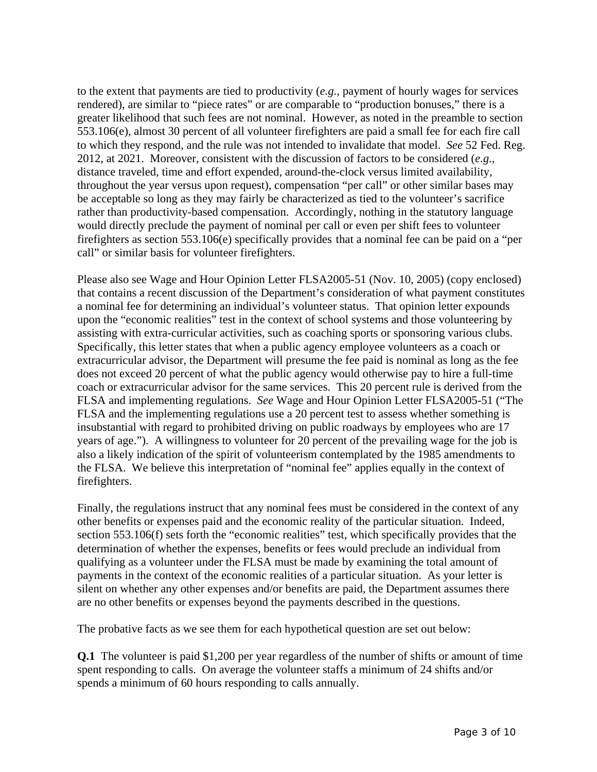to the extent that payments are tied to productivity (*e.g.*, payment of hourly wages for services rendered), are similar to "piece rates" or are comparable to "production bonuses," there is a greater likelihood that such fees are not nominal. However, as noted in the preamble to section 553.106(e), almost 30 percent of all volunteer firefighters are paid a small fee for each fire call to which they respond, and the rule was not intended to invalidate that model. *See* 52 Fed. Reg. 2012, at 2021. Moreover, consistent with the discussion of factors to be considered (*e.g.*, distance traveled, time and effort expended, around-the-clock versus limited availability, throughout the year versus upon request), compensation "per call" or other similar bases may be acceptable so long as they may fairly be characterized as tied to the volunteer's sacrifice rather than productivity-based compensation. Accordingly, nothing in the statutory language would directly preclude the payment of nominal per call or even per shift fees to volunteer firefighters as section 553.106(e) specifically provides that a nominal fee can be paid on a "per call" or similar basis for volunteer firefighters.

Please also see Wage and Hour Opinion Letter FLSA2005-51 (Nov. 10, 2005) (copy enclosed) that contains a recent discussion of the Department's consideration of what payment constitutes a nominal fee for determining an individual's volunteer status. That opinion letter expounds upon the "economic realities" test in the context of school systems and those volunteering by assisting with extra-curricular activities, such as coaching sports or sponsoring various clubs. Specifically, this letter states that when a public agency employee volunteers as a coach or extracurricular advisor, the Department will presume the fee paid is nominal as long as the fee does not exceed 20 percent of what the public agency would otherwise pay to hire a full-time coach or extracurricular advisor for the same services. This 20 percent rule is derived from the FLSA and implementing regulations. *See* Wage and Hour Opinion Letter FLSA2005-51 ("The FLSA and the implementing regulations use a 20 percent test to assess whether something is insubstantial with regard to prohibited driving on public roadways by employees who are 17 years of age."). A willingness to volunteer for 20 percent of the prevailing wage for the job is also a likely indication of the spirit of volunteerism contemplated by the 1985 amendments to the FLSA. We believe this interpretation of "nominal fee" applies equally in the context of firefighters.

Finally, the regulations instruct that any nominal fees must be considered in the context of any other benefits or expenses paid and the economic reality of the particular situation. Indeed, section 553.106(f) sets forth the "economic realities" test, which specifically provides that the determination of whether the expenses, benefits or fees would preclude an individual from qualifying as a volunteer under the FLSA must be made by examining the total amount of payments in the context of the economic realities of a particular situation. As your letter is silent on whether any other expenses and/or benefits are paid, the Department assumes there are no other benefits or expenses beyond the payments described in the questions.

The probative facts as we see them for each hypothetical question are set out below:

**Q.1** The volunteer is paid $1,200 per year regardless of the number of shifts or amount of time spent responding to calls. On average the volunteer staffs a minimum of 24 shifts and/or spends a minimum of 60 hours responding to calls annually.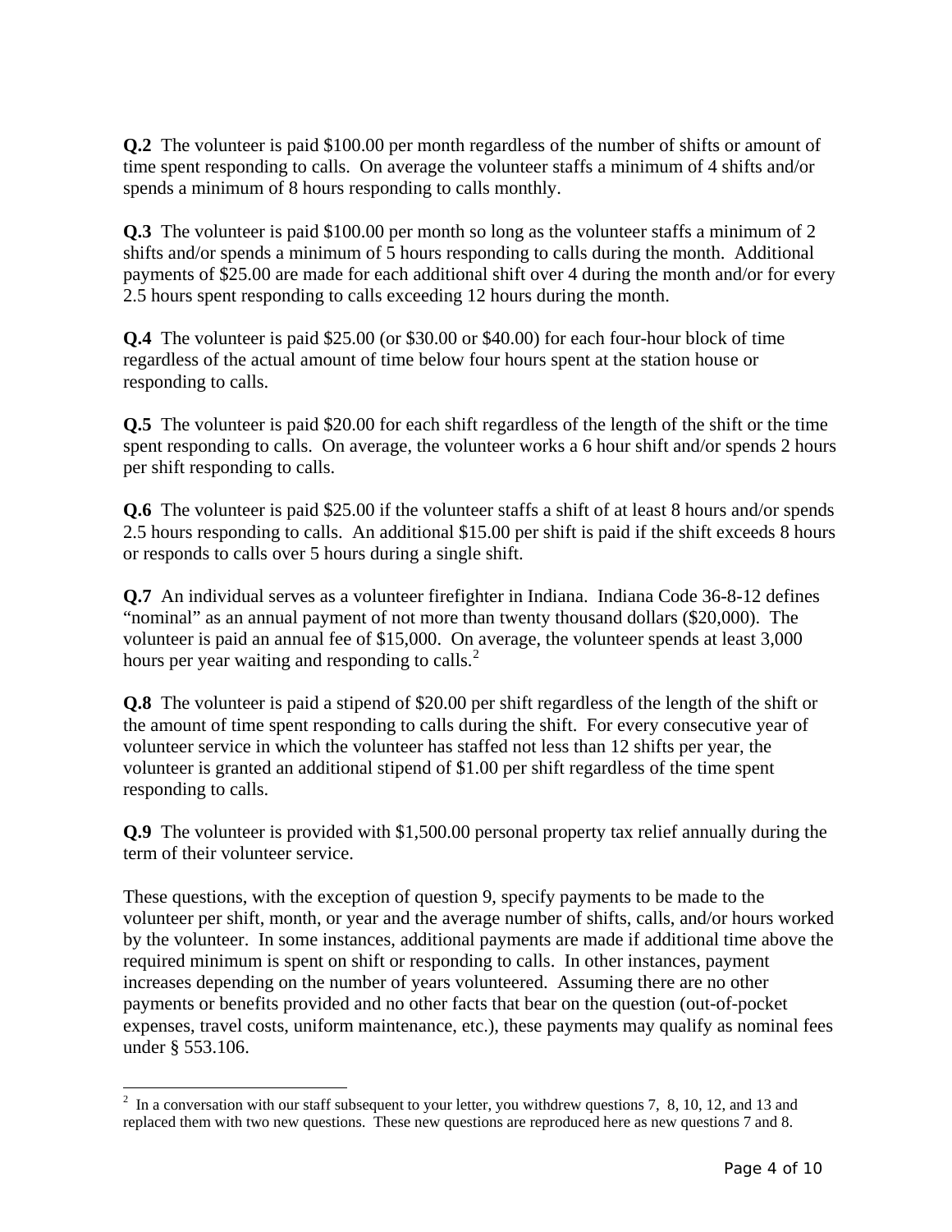**Q.2** The volunteer is paid $100.00 per month regardless of the number of shifts or amount of time spent responding to calls. On average the volunteer staffs a minimum of 4 shifts and/or spends a minimum of 8 hours responding to calls monthly.

**Q.3** The volunteer is paid $100.00 per month so long as the volunteer staffs a minimum of 2 shifts and/or spends a minimum of 5 hours responding to calls during the month. Additional payments of $25.00 are made for each additional shift over 4 during the month and/or for every 2.5 hours spent responding to calls exceeding 12 hours during the month.

**Q.4** The volunteer is paid $25.00 (or $30.00 or $40.00) for each four-hour block of time regardless of the actual amount of time below four hours spent at the station house or responding to calls.

**Q.5** The volunteer is paid $20.00 for each shift regardless of the length of the shift or the time spent responding to calls. On average, the volunteer works a 6 hour shift and/or spends 2 hours per shift responding to calls.

**Q.6** The volunteer is paid $25.00 if the volunteer staffs a shift of at least 8 hours and/or spends 2.5 hours responding to calls. An additional $15.00 per shift is paid if the shift exceeds 8 hours or responds to calls over 5 hours during a single shift.

**Q.7** An individual serves as a volunteer firefighter in Indiana. Indiana Code 36-8-12 defines "nominal" as an annual payment of not more than twenty thousand dollars ($20,000). The volunteer is paid an annual fee of $15,000. On average, the volunteer spends at least 3,000 hours per year waiting and responding to calls.[2]

**Q.8** The volunteer is paid a stipend of $20.00 per shift regardless of the length of the shift or the amount of time spent responding to calls during the shift. For every consecutive year of volunteer service in which the volunteer has staffed not less than 12 shifts per year, the volunteer is granted an additional stipend of $1.00 per shift regardless of the time spent responding to calls.

**Q.9** The volunteer is provided with $1,500.00 personal property tax relief annually during the term of their volunteer service.

These questions, with the exception of question 9, specify payments to be made to the volunteer per shift, month, or year and the average number of shifts, calls, and/or hours worked by the volunteer. In some instances, additional payments are made if additional time above the required minimum is spent on shift or responding to calls. In other instances, payment increases depending on the number of years volunteered. Assuming there are no other payments or benefits provided and no other facts that bear on the question (out-of-pocket expenses, travel costs, uniform maintenance, etc.), these payments may qualify as nominal fees under § 553.106.

---

[2] In a conversation with our staff subsequent to your letter, you withdrew questions 7, 8, 10, 12, and 13 and replaced them with two new questions. These new questions are reproduced here as new questions 7 and 8.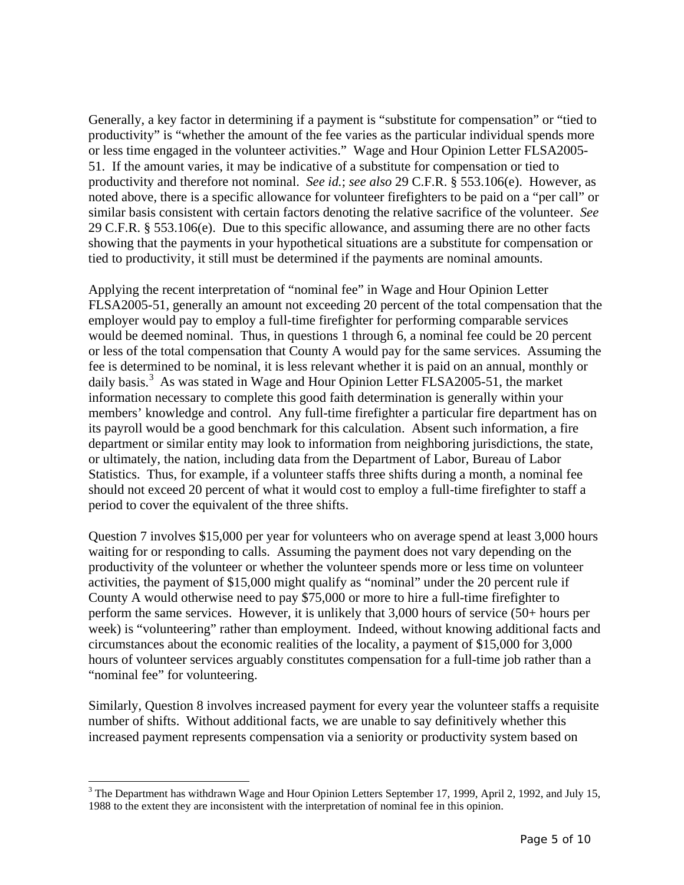Generally, a key factor in determining if a payment is "substitute for compensation" or "tied to productivity" is "whether the amount of the fee varies as the particular individual spends more or less time engaged in the volunteer activities." Wage and Hour Opinion Letter FLSA2005-51. If the amount varies, it may be indicative of a substitute for compensation or tied to productivity and therefore not nominal. *See id.*; *see also* 29 C.F.R. § 553.106(e). However, as noted above, there is a specific allowance for volunteer firefighters to be paid on a "per call" or similar basis consistent with certain factors denoting the relative sacrifice of the volunteer. *See* 29 C.F.R. § 553.106(e). Due to this specific allowance, and assuming there are no other facts showing that the payments in your hypothetical situations are a substitute for compensation or tied to productivity, it still must be determined if the payments are nominal amounts.

Applying the recent interpretation of "nominal fee" in Wage and Hour Opinion Letter FLSA2005-51, generally an amount not exceeding 20 percent of the total compensation that the employer would pay to employ a full-time firefighter for performing comparable services would be deemed nominal. Thus, in questions 1 through 6, a nominal fee could be 20 percent or less of the total compensation that County A would pay for the same services. Assuming the fee is determined to be nominal, it is less relevant whether it is paid on an annual, monthly or daily basis.[3] As was stated in Wage and Hour Opinion Letter FLSA2005-51, the market information necessary to complete this good faith determination is generally within your members' knowledge and control. Any full-time firefighter a particular fire department has on its payroll would be a good benchmark for this calculation. Absent such information, a fire department or similar entity may look to information from neighboring jurisdictions, the state, or ultimately, the nation, including data from the Department of Labor, Bureau of Labor Statistics. Thus, for example, if a volunteer staffs three shifts during a month, a nominal fee should not exceed 20 percent of what it would cost to employ a full-time firefighter to staff a period to cover the equivalent of the three shifts.

Question 7 involves $15,000 per year for volunteers who on average spend at least 3,000 hours waiting for or responding to calls. Assuming the payment does not vary depending on the productivity of the volunteer or whether the volunteer spends more or less time on volunteer activities, the payment of $15,000 might qualify as "nominal" under the 20 percent rule if County A would otherwise need to pay $75,000 or more to hire a full-time firefighter to perform the same services. However, it is unlikely that 3,000 hours of service (50+ hours per week) is "volunteering" rather than employment. Indeed, without knowing additional facts and circumstances about the economic realities of the locality, a payment of $15,000 for 3,000 hours of volunteer services arguably constitutes compensation for a full-time job rather than a "nominal fee" for volunteering.

Similarly, Question 8 involves increased payment for every year the volunteer staffs a requisite number of shifts. Without additional facts, we are unable to say definitively whether this increased payment represents compensation via a seniority or productivity system based on

---

[3] The Department has withdrawn Wage and Hour Opinion Letters September 17, 1999, April 2, 1992, and July 15, 1988 to the extent they are inconsistent with the interpretation of nominal fee in this opinion.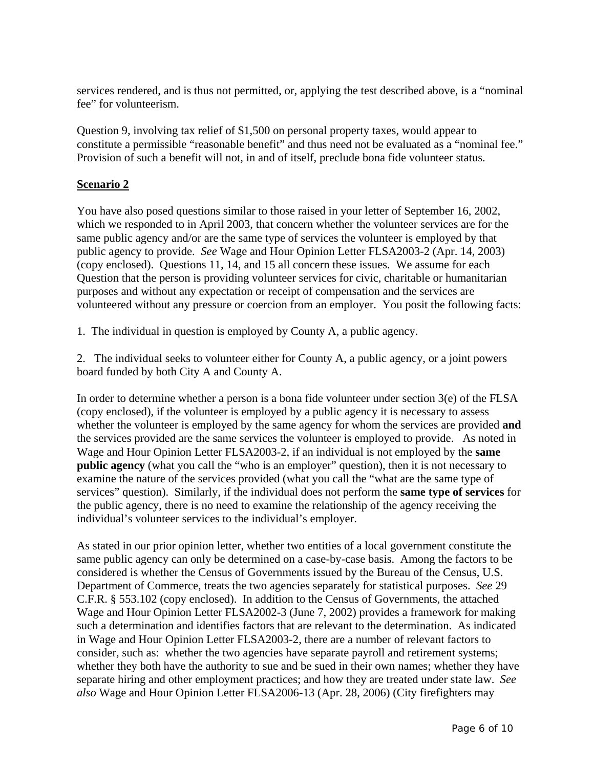services rendered, and is thus not permitted, or, applying the test described above, is a "nominal fee" for volunteerism.

Question 9, involving tax relief of $1,500 on personal property taxes, would appear to constitute a permissible "reasonable benefit" and thus need not be evaluated as a "nominal fee." Provision of such a benefit will not, in and of itself, preclude bona fide volunteer status.

**Scenario 2**

You have also posed questions similar to those raised in your letter of September 16, 2002, which we responded to in April 2003, that concern whether the volunteer services are for the same public agency and/or are the same type of services the volunteer is employed by that public agency to provide. *See* Wage and Hour Opinion Letter FLSA2003-2 (Apr. 14, 2003) (copy enclosed). Questions 11, 14, and 15 all concern these issues. We assume for each Question that the person is providing volunteer services for civic, charitable or humanitarian purposes and without any expectation or receipt of compensation and the services are volunteered without any pressure or coercion from an employer. You posit the following facts:

1. The individual in question is employed by County A, a public agency.

2. The individual seeks to volunteer either for County A, a public agency, or a joint powers board funded by both City A and County A.

In order to determine whether a person is a bona fide volunteer under section 3(e) of the FLSA (copy enclosed), if the volunteer is employed by a public agency it is necessary to assess whether the volunteer is employed by the same agency for whom the services are provided **and** the services provided are the same services the volunteer is employed to provide. As noted in Wage and Hour Opinion Letter FLSA2003-2, if an individual is not employed by the **same public agency** (what you call the "who is an employer" question), then it is not necessary to examine the nature of the services provided (what you call the "what are the same type of services" question). Similarly, if the individual does not perform the **same type of services** for the public agency, there is no need to examine the relationship of the agency receiving the individual's volunteer services to the individual's employer.

As stated in our prior opinion letter, whether two entities of a local government constitute the same public agency can only be determined on a case-by-case basis. Among the factors to be considered is whether the Census of Governments issued by the Bureau of the Census, U.S. Department of Commerce, treats the two agencies separately for statistical purposes. *See* 29 C.F.R. § 553.102 (copy enclosed). In addition to the Census of Governments, the attached Wage and Hour Opinion Letter FLSA2002-3 (June 7, 2002) provides a framework for making such a determination and identifies factors that are relevant to the determination. As indicated in Wage and Hour Opinion Letter FLSA2003-2, there are a number of relevant factors to consider, such as: whether the two agencies have separate payroll and retirement systems; whether they both have the authority to sue and be sued in their own names; whether they have separate hiring and other employment practices; and how they are treated under state law. *See also* Wage and Hour Opinion Letter FLSA2006-13 (Apr. 28, 2006) (City firefighters may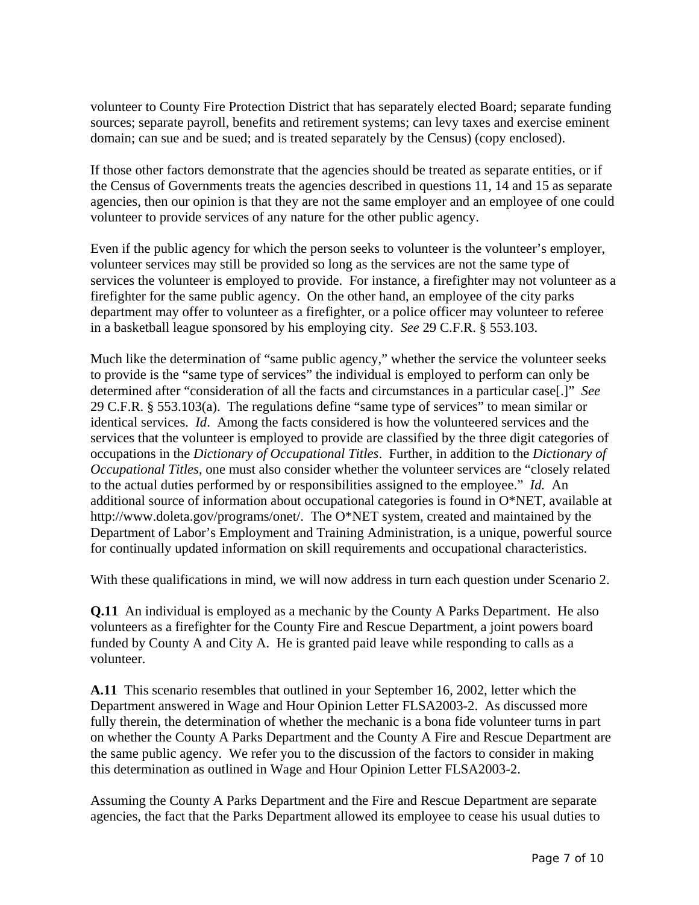volunteer to County Fire Protection District that has separately elected Board; separate funding sources; separate payroll, benefits and retirement systems; can levy taxes and exercise eminent domain; can sue and be sued; and is treated separately by the Census) (copy enclosed).

If those other factors demonstrate that the agencies should be treated as separate entities, or if the Census of Governments treats the agencies described in questions 11, 14 and 15 as separate agencies, then our opinion is that they are not the same employer and an employee of one could volunteer to provide services of any nature for the other public agency.

Even if the public agency for which the person seeks to volunteer is the volunteer's employer, volunteer services may still be provided so long as the services are not the same type of services the volunteer is employed to provide. For instance, a firefighter may not volunteer as a firefighter for the same public agency. On the other hand, an employee of the city parks department may offer to volunteer as a firefighter, or a police officer may volunteer to referee in a basketball league sponsored by his employing city. *See* 29 C.F.R. § 553.103.

Much like the determination of "same public agency," whether the service the volunteer seeks to provide is the "same type of services" the individual is employed to perform can only be determined after "consideration of all the facts and circumstances in a particular case[.]" *See* 29 C.F.R. § 553.103(a). The regulations define "same type of services" to mean similar or identical services. *Id*. Among the facts considered is how the volunteered services and the services that the volunteer is employed to provide are classified by the three digit categories of occupations in the *Dictionary of Occupational Titles*. Further, in addition to the *Dictionary of Occupational Titles*, one must also consider whether the volunteer services are "closely related to the actual duties performed by or responsibilities assigned to the employee." *Id.* An additional source of information about occupational categories is found in O*NET, available at http://www.doleta.gov/programs/onet/. The O*NET system, created and maintained by the Department of Labor's Employment and Training Administration, is a unique, powerful source for continually updated information on skill requirements and occupational characteristics.

With these qualifications in mind, we will now address in turn each question under Scenario 2.

**Q.11** An individual is employed as a mechanic by the County A Parks Department. He also volunteers as a firefighter for the County Fire and Rescue Department, a joint powers board funded by County A and City A. He is granted paid leave while responding to calls as a volunteer.

**A.11** This scenario resembles that outlined in your September 16, 2002, letter which the Department answered in Wage and Hour Opinion Letter FLSA2003-2. As discussed more fully therein, the determination of whether the mechanic is a bona fide volunteer turns in part on whether the County A Parks Department and the County A Fire and Rescue Department are the same public agency. We refer you to the discussion of the factors to consider in making this determination as outlined in Wage and Hour Opinion Letter FLSA2003-2.

Assuming the County A Parks Department and the Fire and Rescue Department are separate agencies, the fact that the Parks Department allowed its employee to cease his usual duties to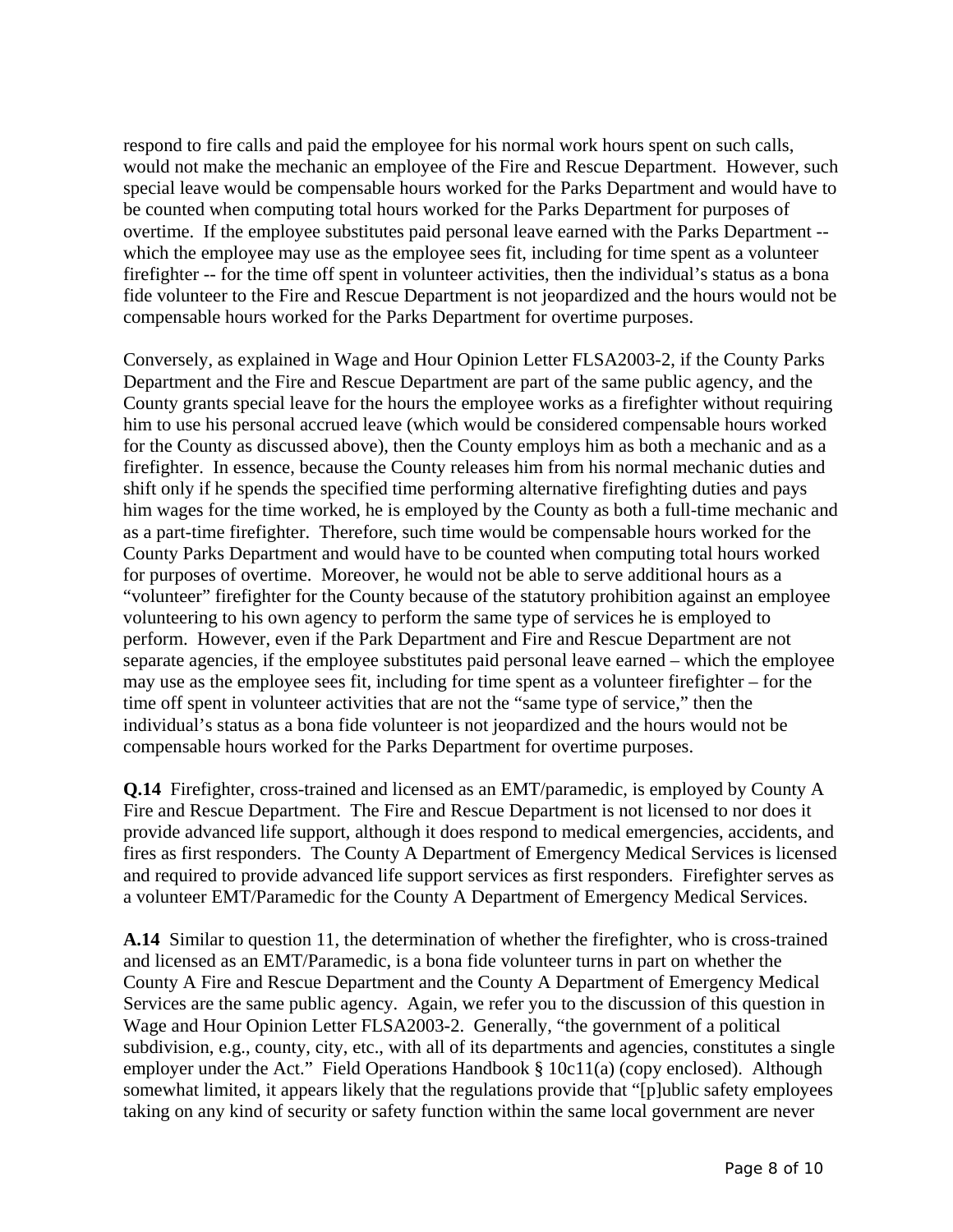respond to fire calls and paid the employee for his normal work hours spent on such calls, would not make the mechanic an employee of the Fire and Rescue Department. However, such special leave would be compensable hours worked for the Parks Department and would have to be counted when computing total hours worked for the Parks Department for purposes of overtime. If the employee substitutes paid personal leave earned with the Parks Department -- which the employee may use as the employee sees fit, including for time spent as a volunteer firefighter -- for the time off spent in volunteer activities, then the individual's status as a bona fide volunteer to the Fire and Rescue Department is not jeopardized and the hours would not be compensable hours worked for the Parks Department for overtime purposes.

Conversely, as explained in Wage and Hour Opinion Letter FLSA2003-2, if the County Parks Department and the Fire and Rescue Department are part of the same public agency, and the County grants special leave for the hours the employee works as a firefighter without requiring him to use his personal accrued leave (which would be considered compensable hours worked for the County as discussed above), then the County employs him as both a mechanic and as a firefighter. In essence, because the County releases him from his normal mechanic duties and shift only if he spends the specified time performing alternative firefighting duties and pays him wages for the time worked, he is employed by the County as both a full-time mechanic and as a part-time firefighter. Therefore, such time would be compensable hours worked for the County Parks Department and would have to be counted when computing total hours worked for purposes of overtime. Moreover, he would not be able to serve additional hours as a "volunteer" firefighter for the County because of the statutory prohibition against an employee volunteering to his own agency to perform the same type of services he is employed to perform. However, even if the Park Department and Fire and Rescue Department are not separate agencies, if the employee substitutes paid personal leave earned – which the employee may use as the employee sees fit, including for time spent as a volunteer firefighter – for the time off spent in volunteer activities that are not the "same type of service," then the individual's status as a bona fide volunteer is not jeopardized and the hours would not be compensable hours worked for the Parks Department for overtime purposes.

**Q.14** Firefighter, cross-trained and licensed as an EMT/paramedic, is employed by County A Fire and Rescue Department. The Fire and Rescue Department is not licensed to nor does it provide advanced life support, although it does respond to medical emergencies, accidents, and fires as first responders. The County A Department of Emergency Medical Services is licensed and required to provide advanced life support services as first responders. Firefighter serves as a volunteer EMT/Paramedic for the County A Department of Emergency Medical Services.

**A.14** Similar to question 11, the determination of whether the firefighter, who is cross-trained and licensed as an EMT/Paramedic, is a bona fide volunteer turns in part on whether the County A Fire and Rescue Department and the County A Department of Emergency Medical Services are the same public agency. Again, we refer you to the discussion of this question in Wage and Hour Opinion Letter FLSA2003-2. Generally, "the government of a political subdivision, e.g., county, city, etc., with all of its departments and agencies, constitutes a single employer under the Act." Field Operations Handbook § 10c11(a) (copy enclosed). Although somewhat limited, it appears likely that the regulations provide that "[p]ublic safety employees taking on any kind of security or safety function within the same local government are never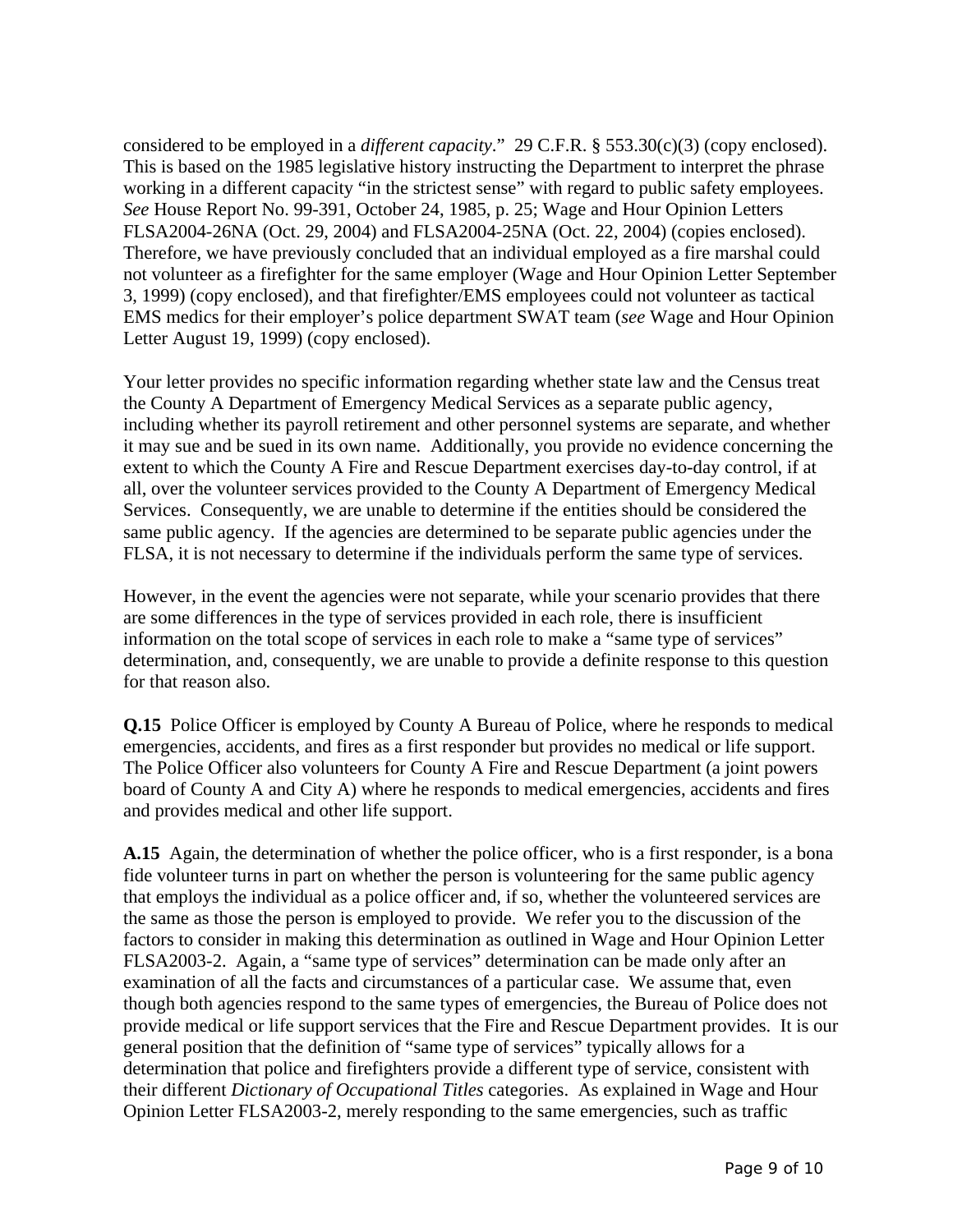considered to be employed in a *different capacity*." 29 C.F.R. § 553.30(c)(3) (copy enclosed). This is based on the 1985 legislative history instructing the Department to interpret the phrase working in a different capacity "in the strictest sense" with regard to public safety employees. *See* House Report No. 99-391, October 24, 1985, p. 25; Wage and Hour Opinion Letters FLSA2004-26NA (Oct. 29, 2004) and FLSA2004-25NA (Oct. 22, 2004) (copies enclosed). Therefore, we have previously concluded that an individual employed as a fire marshal could not volunteer as a firefighter for the same employer (Wage and Hour Opinion Letter September 3, 1999) (copy enclosed), and that firefighter/EMS employees could not volunteer as tactical EMS medics for their employer's police department SWAT team (*see* Wage and Hour Opinion Letter August 19, 1999) (copy enclosed).

Your letter provides no specific information regarding whether state law and the Census treat the County A Department of Emergency Medical Services as a separate public agency, including whether its payroll retirement and other personnel systems are separate, and whether it may sue and be sued in its own name. Additionally, you provide no evidence concerning the extent to which the County A Fire and Rescue Department exercises day-to-day control, if at all, over the volunteer services provided to the County A Department of Emergency Medical Services. Consequently, we are unable to determine if the entities should be considered the same public agency. If the agencies are determined to be separate public agencies under the FLSA, it is not necessary to determine if the individuals perform the same type of services.

However, in the event the agencies were not separate, while your scenario provides that there are some differences in the type of services provided in each role, there is insufficient information on the total scope of services in each role to make a "same type of services" determination, and, consequently, we are unable to provide a definite response to this question for that reason also.

**Q.15** Police Officer is employed by County A Bureau of Police, where he responds to medical emergencies, accidents, and fires as a first responder but provides no medical or life support. The Police Officer also volunteers for County A Fire and Rescue Department (a joint powers board of County A and City A) where he responds to medical emergencies, accidents and fires and provides medical and other life support.

**A.15** Again, the determination of whether the police officer, who is a first responder, is a bona fide volunteer turns in part on whether the person is volunteering for the same public agency that employs the individual as a police officer and, if so, whether the volunteered services are the same as those the person is employed to provide. We refer you to the discussion of the factors to consider in making this determination as outlined in Wage and Hour Opinion Letter FLSA2003-2. Again, a "same type of services" determination can be made only after an examination of all the facts and circumstances of a particular case. We assume that, even though both agencies respond to the same types of emergencies, the Bureau of Police does not provide medical or life support services that the Fire and Rescue Department provides. It is our general position that the definition of "same type of services" typically allows for a determination that police and firefighters provide a different type of service, consistent with their different *Dictionary of Occupational Titles* categories. As explained in Wage and Hour Opinion Letter FLSA2003-2, merely responding to the same emergencies, such as traffic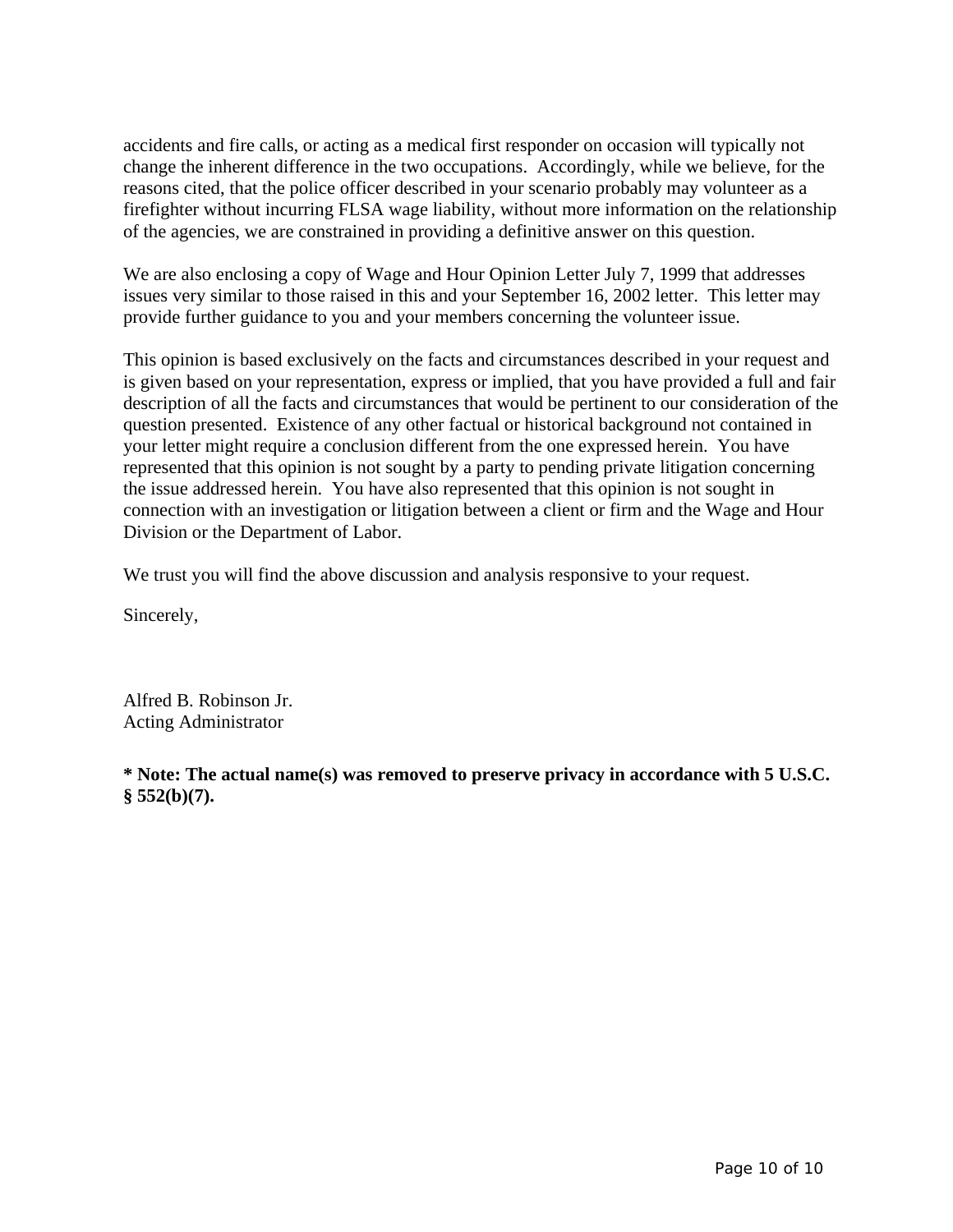accidents and fire calls, or acting as a medical first responder on occasion will typically not change the inherent difference in the two occupations. Accordingly, while we believe, for the reasons cited, that the police officer described in your scenario probably may volunteer as a firefighter without incurring FLSA wage liability, without more information on the relationship of the agencies, we are constrained in providing a definitive answer on this question.

We are also enclosing a copy of Wage and Hour Opinion Letter July 7, 1999 that addresses issues very similar to those raised in this and your September 16, 2002 letter. This letter may provide further guidance to you and your members concerning the volunteer issue.

This opinion is based exclusively on the facts and circumstances described in your request and is given based on your representation, express or implied, that you have provided a full and fair description of all the facts and circumstances that would be pertinent to our consideration of the question presented. Existence of any other factual or historical background not contained in your letter might require a conclusion different from the one expressed herein. You have represented that this opinion is not sought by a party to pending private litigation concerning the issue addressed herein. You have also represented that this opinion is not sought in connection with an investigation or litigation between a client or firm and the Wage and Hour Division or the Department of Labor.

We trust you will find the above discussion and analysis responsive to your request.

Sincerely,

Alfred B. Robinson Jr.
Acting Administrator

**\* Note: The actual name(s) was removed to preserve privacy in accordance with 5 U.S.C. § 552(b)(7).**